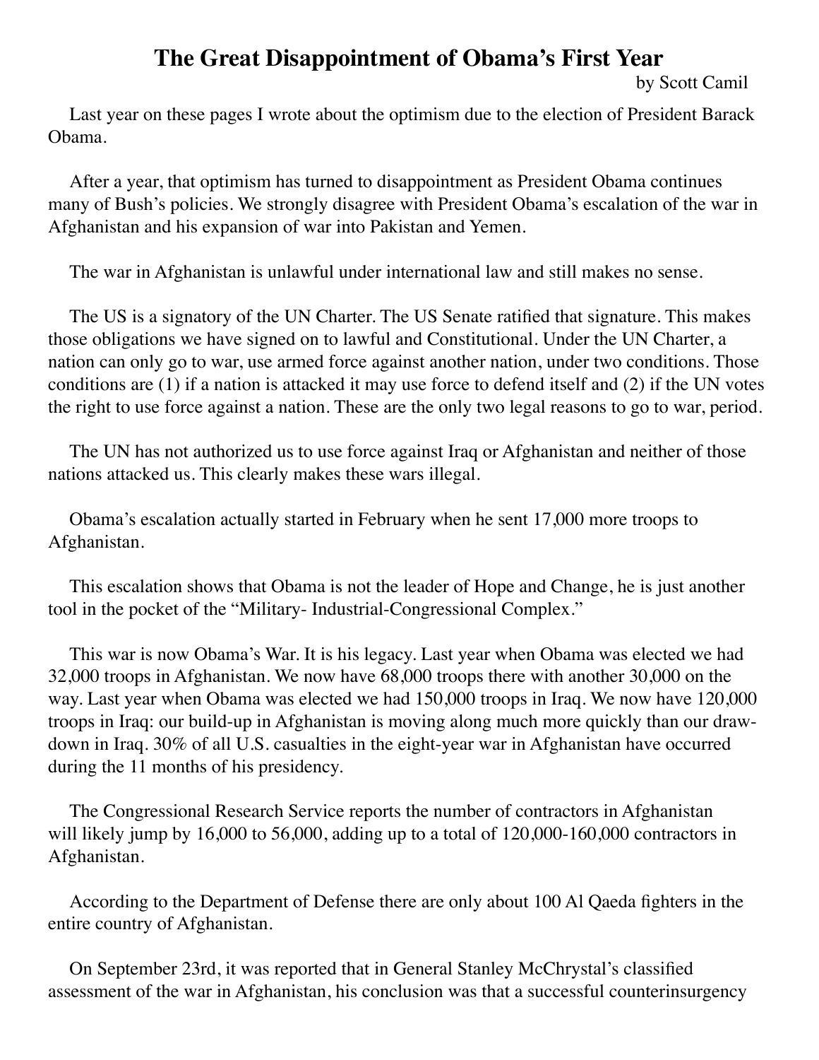# The Great Disappointment of Obama's First Year

by Scott Camil

Last year on these pages I wrote about the optimism due to the election of President Barack Obama.

After a year, that optimism has turned to disappointment as President Obama continues many of Bush's policies. We strongly disagree with President Obama's escalation of the war in Afghanistan and his expansion of war into Pakistan and Yemen.

The war in Afghanistan is unlawful under international law and still makes no sense.

The US is a signatory of the UN Charter. The US Senate ratified that signature. This makes those obligations we have signed on to lawful and Constitutional. Under the UN Charter, a nation can only go to war, use armed force against another nation, under two conditions. Those conditions are (1) if a nation is attacked it may use force to defend itself and (2) if the UN votes the right to use force against a nation. These are the only two legal reasons to go to war, period.

The UN has not authorized us to use force against Iraq or Afghanistan and neither of those nations attacked us. This clearly makes these wars illegal.

Obama's escalation actually started in February when he sent 17,000 more troops to Afghanistan.

This escalation shows that Obama is not the leader of Hope and Change, he is just another tool in the pocket of the "Military- Industrial-Congressional Complex."

This war is now Obama's War. It is his legacy. Last year when Obama was elected we had 32,000 troops in Afghanistan. We now have 68,000 troops there with another 30,000 on the way. Last year when Obama was elected we had 150,000 troops in Iraq. We now have 120,000 troops in Iraq: our build-up in Afghanistan is moving along much more quickly than our draw-down in Iraq. 30% of all U.S. casualties in the eight-year war in Afghanistan have occurred during the 11 months of his presidency.

The Congressional Research Service reports the number of contractors in Afghanistan will likely jump by 16,000 to 56,000, adding up to a total of 120,000-160,000 contractors in Afghanistan.

According to the Department of Defense there are only about 100 Al Qaeda fighters in the entire country of Afghanistan.

On September 23rd, it was reported that in General Stanley McChrystal's classified assessment of the war in Afghanistan, his conclusion was that a successful counterinsurgency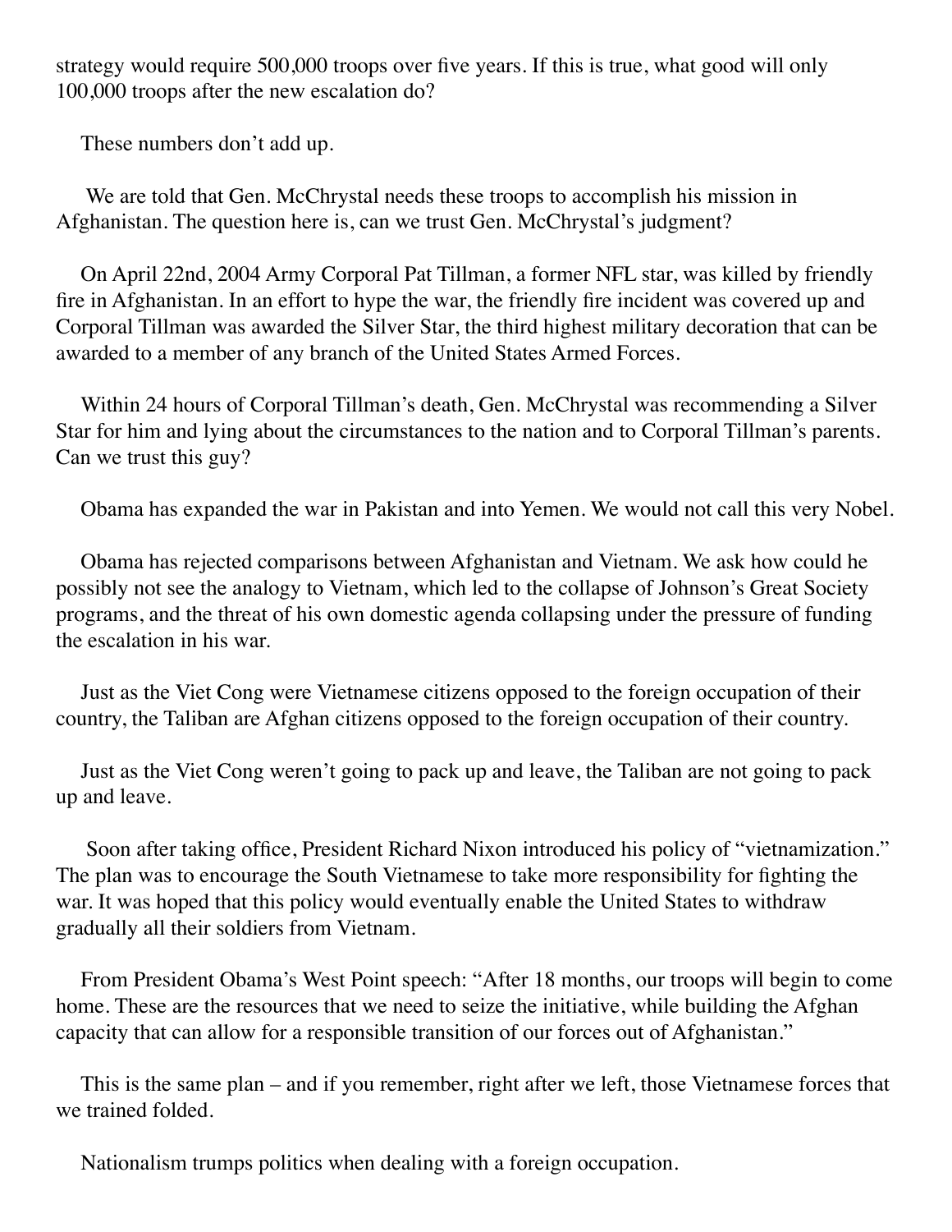strategy would require 500,000 troops over five years. If this is true, what good will only 100,000 troops after the new escalation do?

These numbers don't add up.

We are told that Gen. McChrystal needs these troops to accomplish his mission in Afghanistan. The question here is, can we trust Gen. McChrystal's judgment?

On April 22nd, 2004 Army Corporal Pat Tillman, a former NFL star, was killed by friendly fire in Afghanistan. In an effort to hype the war, the friendly fire incident was covered up and Corporal Tillman was awarded the Silver Star, the third highest military decoration that can be awarded to a member of any branch of the United States Armed Forces.

Within 24 hours of Corporal Tillman's death, Gen. McChrystal was recommending a Silver Star for him and lying about the circumstances to the nation and to Corporal Tillman's parents. Can we trust this guy?

Obama has expanded the war in Pakistan and into Yemen. We would not call this very Nobel.

Obama has rejected comparisons between Afghanistan and Vietnam. We ask how could he possibly not see the analogy to Vietnam, which led to the collapse of Johnson's Great Society programs, and the threat of his own domestic agenda collapsing under the pressure of funding the escalation in his war.

Just as the Viet Cong were Vietnamese citizens opposed to the foreign occupation of their country, the Taliban are Afghan citizens opposed to the foreign occupation of their country.

Just as the Viet Cong weren't going to pack up and leave, the Taliban are not going to pack up and leave.

Soon after taking office, President Richard Nixon introduced his policy of "vietnamization." The plan was to encourage the South Vietnamese to take more responsibility for fighting the war. It was hoped that this policy would eventually enable the United States to withdraw gradually all their soldiers from Vietnam.

From President Obama's West Point speech: "After 18 months, our troops will begin to come home. These are the resources that we need to seize the initiative, while building the Afghan capacity that can allow for a responsible transition of our forces out of Afghanistan."

This is the same plan – and if you remember, right after we left, those Vietnamese forces that we trained folded.

Nationalism trumps politics when dealing with a foreign occupation.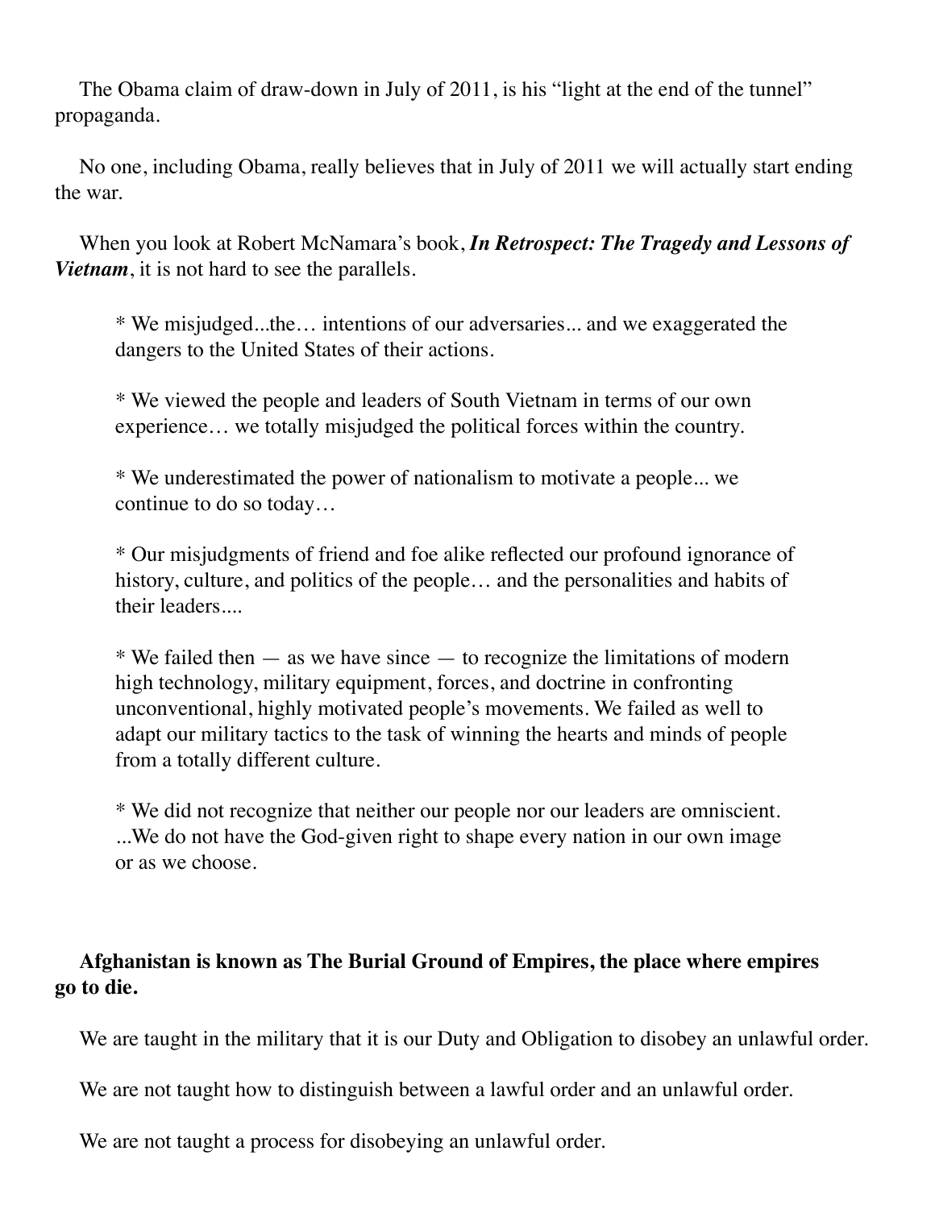The Obama claim of draw-down in July of 2011, is his “light at the end of the tunnel” propaganda.

No one, including Obama, really believes that in July of 2011 we will actually start ending the war.

When you look at Robert McNamara’s book, ***In Retrospect: The Tragedy and Lessons of Vietnam***, it is not hard to see the parallels.

> * We misjudged...the… intentions of our adversaries... and we exaggerated the dangers to the United States of their actions.
>
> * We viewed the people and leaders of South Vietnam in terms of our own experience… we totally misjudged the political forces within the country.
>
> * We underestimated the power of nationalism to motivate a people... we continue to do so today…
>
> * Our misjudgments of friend and foe alike reflected our profound ignorance of history, culture, and politics of the people… and the personalities and habits of their leaders....
>
> * We failed then — as we have since — to recognize the limitations of modern high technology, military equipment, forces, and doctrine in confronting unconventional, highly motivated people’s movements. We failed as well to adapt our military tactics to the task of winning the hearts and minds of people from a totally different culture.
>
> * We did not recognize that neither our people nor our leaders are omniscient. ...We do not have the God-given right to shape every nation in our own image or as we choose.

**Afghanistan is known as The Burial Ground of Empires, the place where empires go to die.**

We are taught in the military that it is our Duty and Obligation to disobey an unlawful order.

We are not taught how to distinguish between a lawful order and an unlawful order.

We are not taught a process for disobeying an unlawful order.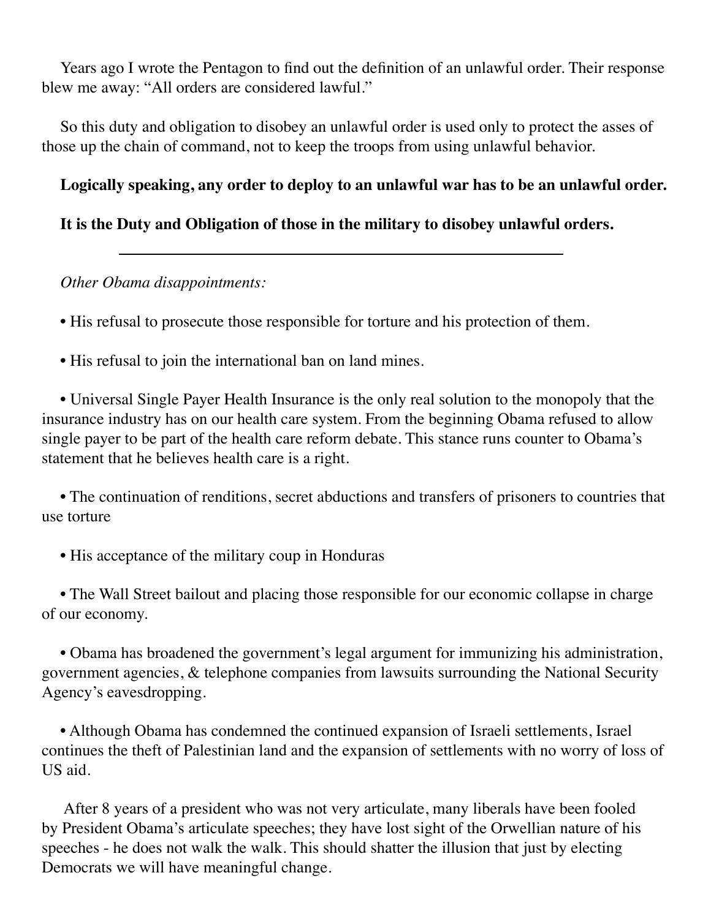Years ago I wrote the Pentagon to find out the definition of an unlawful order. Their response blew me away: "All orders are considered lawful."

So this duty and obligation to disobey an unlawful order is used only to protect the asses of those up the chain of command, not to keep the troops from using unlawful behavior.

**Logically speaking, any order to deploy to an unlawful war has to be an unlawful order.**

**It is the Duty and Obligation of those in the military to disobey unlawful orders.**

---

*Other Obama disappointments:*

- His refusal to prosecute those responsible for torture and his protection of them.

- His refusal to join the international ban on land mines.

- Universal Single Payer Health Insurance is the only real solution to the monopoly that the insurance industry has on our health care system. From the beginning Obama refused to allow single payer to be part of the health care reform debate. This stance runs counter to Obama's statement that he believes health care is a right.

- The continuation of renditions, secret abductions and transfers of prisoners to countries that use torture

- His acceptance of the military coup in Honduras

- The Wall Street bailout and placing those responsible for our economic collapse in charge of our economy.

- Obama has broadened the government's legal argument for immunizing his administration, government agencies, & telephone companies from lawsuits surrounding the National Security Agency's eavesdropping.

- Although Obama has condemned the continued expansion of Israeli settlements, Israel continues the theft of Palestinian land and the expansion of settlements with no worry of loss of US aid.

After 8 years of a president who was not very articulate, many liberals have been fooled by President Obama's articulate speeches; they have lost sight of the Orwellian nature of his speeches - he does not walk the walk. This should shatter the illusion that just by electing Democrats we will have meaningful change.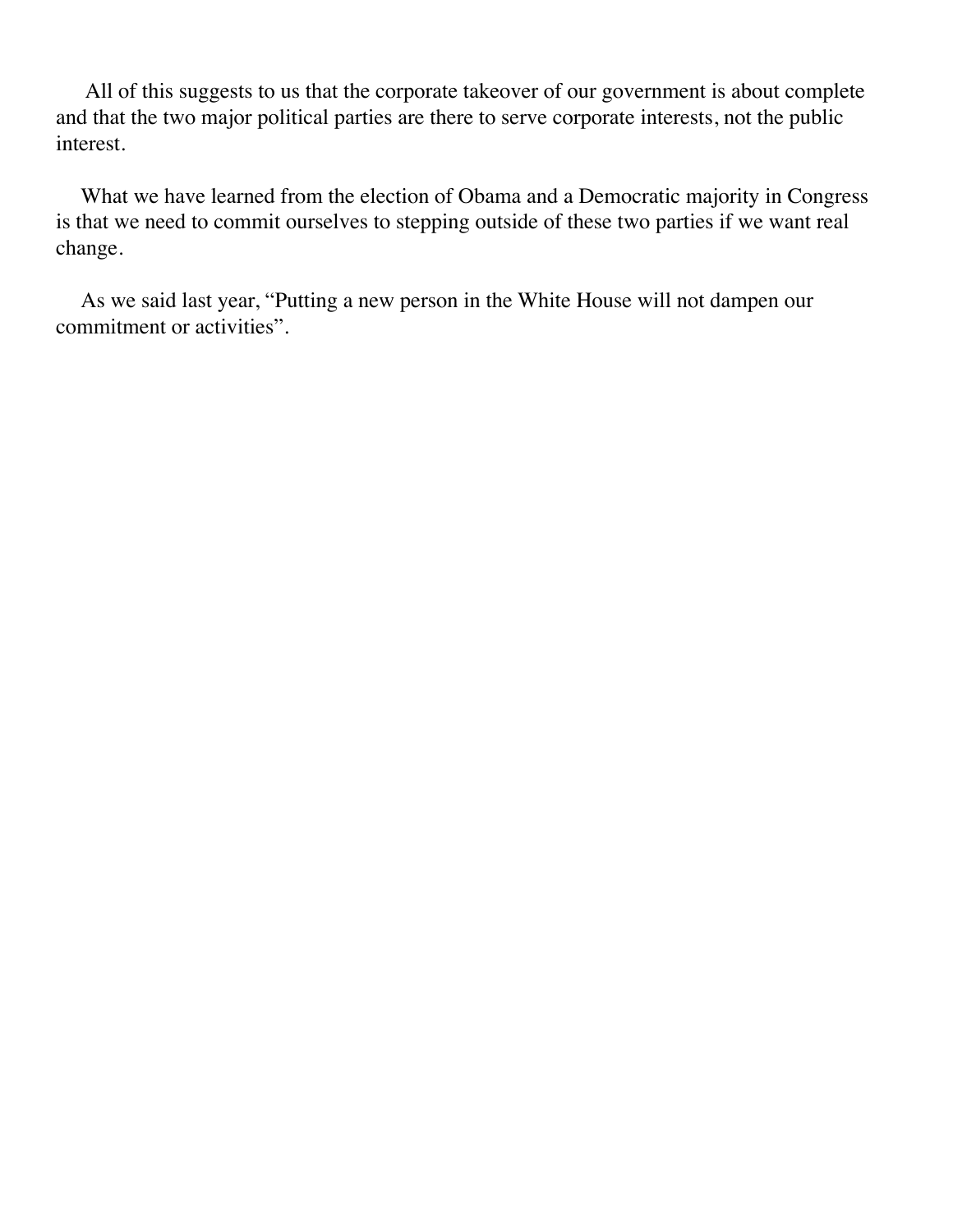All of this suggests to us that the corporate takeover of our government is about complete and that the two major political parties are there to serve corporate interests, not the public interest.

What we have learned from the election of Obama and a Democratic majority in Congress is that we need to commit ourselves to stepping outside of these two parties if we want real change.

As we said last year, “Putting a new person in the White House will not dampen our commitment or activities”.